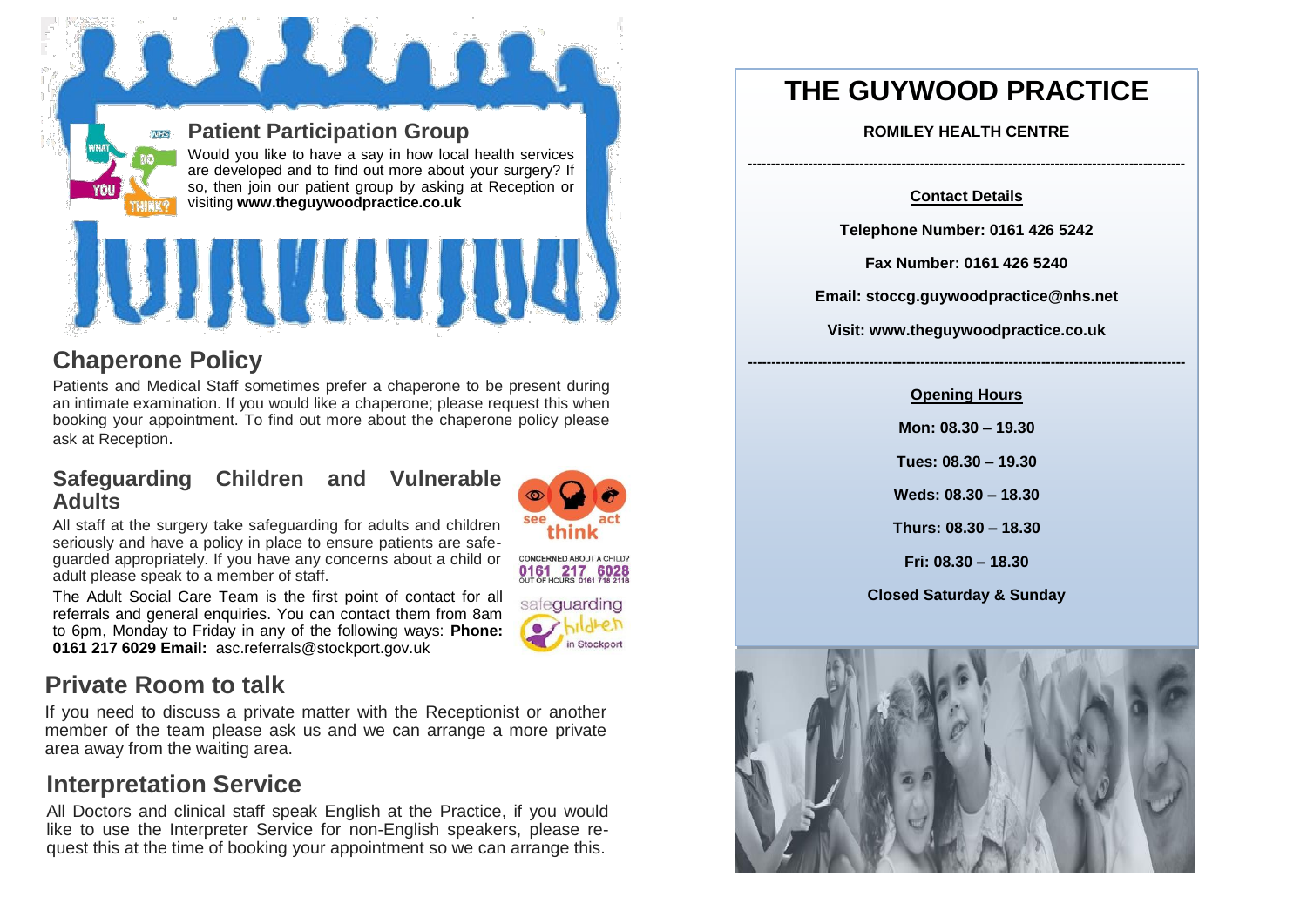## Patient Participation Group

Would you like to have a say in how local health services are developed and to find out more about your surgery? If so, then join our patient group by asking at Reception or visiting **www.theguywoodpractice.co.uk**

## Chaperone Policy

Patients and Medical Staff sometimes prefer a chaperone to be present during an intimate examination. If you would like a chaperone; please request this when booking your appointment. To find out more about the chaperone policy please ask at Reception.

## Safeguarding Children and Vulnerable Adults

All staff at the surgery take safeguarding for adults and children seriously and have a policy in place to ensure patients are safe-guarded appropriately. If you have any concerns about a child or adult please speak to a member of staff.

The Adult Social Care Team is the first point of contact for all referrals and general enquiries. You can contact them from 8am to 6pm, Monday to Friday in any of the following ways: **Phone: 0161 217 6029 Email:** asc.referrals@stockport.gov.uk

see think act

CONCERNED ABOUT A CHILD?
0161 217 6028
OUT OF HOURS 0161 718 2118

safeguarding children in Stockport

## Private Room to talk

If you need to discuss a private matter with the Receptionist or another member of the team please ask us and we can arrange a more private area away from the waiting area.

## Interpretation Service

All Doctors and clinical staff speak English at the Practice, if you would like to use the Interpreter Service for non-English speakers, please request this at the time of booking your appointment so we can arrange this.

# THE GUYWOOD PRACTICE

**ROMILEY HEALTH CENTRE**

---

**Contact Details**

**Telephone Number: 0161 426 5242**

**Fax Number: 0161 426 5240**

**Email: stoccg.guywoodpractice@nhs.net**

**Visit: www.theguywoodpractice.co.uk**

---

**Opening Hours**

**Mon: 08.30 – 19.30**

**Tues: 08.30 – 19.30**

**Weds: 08.30 – 18.30**

**Thurs: 08.30 – 18.30**

**Fri: 08.30 – 18.30**

**Closed Saturday & Sunday**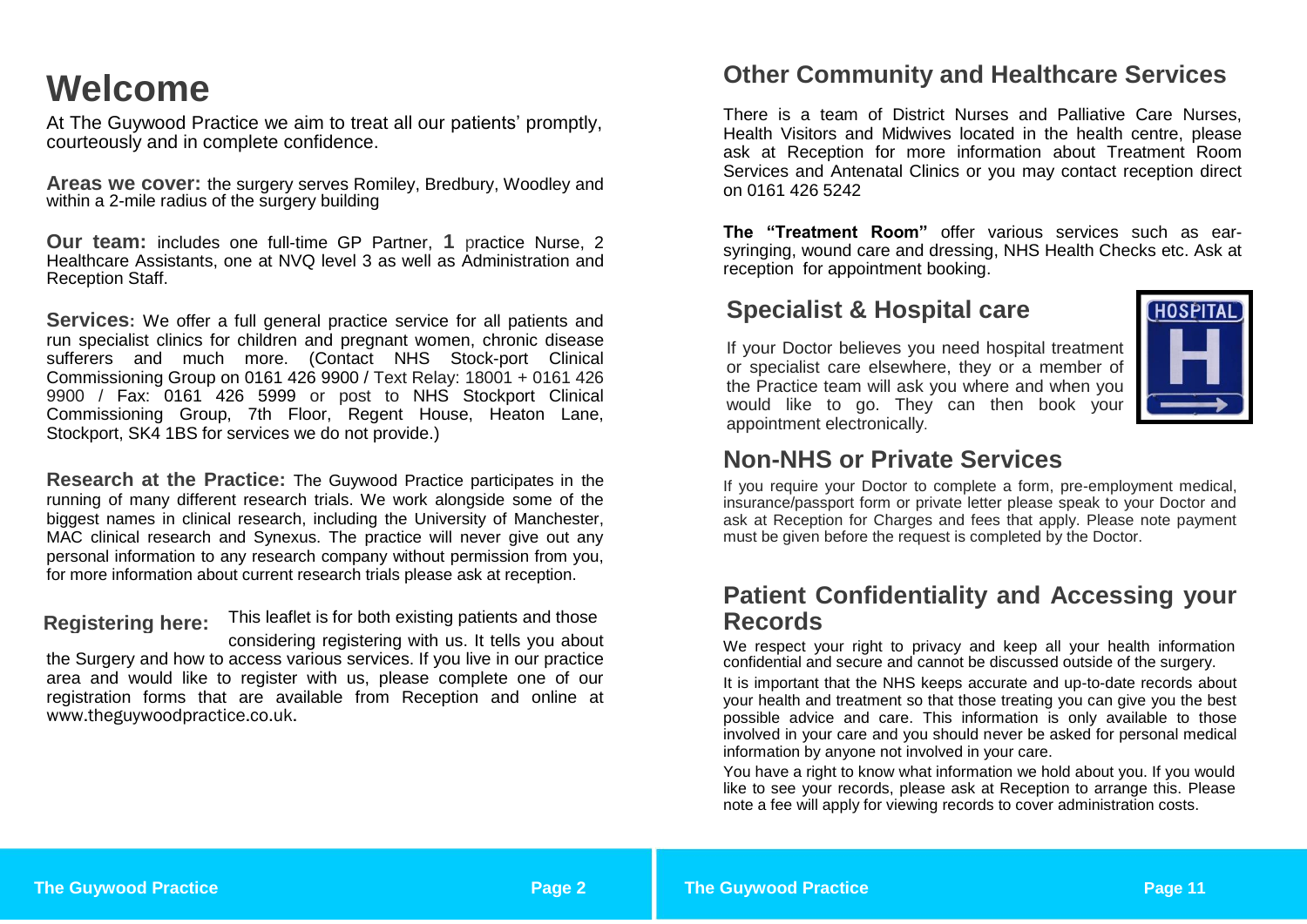# Welcome

At The Guywood Practice we aim to treat all our patients' promptly, courteously and in complete confidence.

**Areas we cover:** the surgery serves Romiley, Bredbury, Woodley and within a 2-mile radius of the surgery building

**Our team:** includes one full-time GP Partner, **1** practice Nurse, 2 Healthcare Assistants, one at NVQ level 3 as well as Administration and Reception Staff.

**Services:** We offer a full general practice service for all patients and run specialist clinics for children and pregnant women, chronic disease sufferers and much more. (Contact NHS Stock-port Clinical Commissioning Group on 0161 426 9900 / Text Relay: 18001 + 0161 426 9900 / Fax: 0161 426 5999 or post to NHS Stockport Clinical Commissioning Group, 7th Floor, Regent House, Heaton Lane, Stockport, SK4 1BS for services we do not provide.)

**Research at the Practice:** The Guywood Practice participates in the running of many different research trials. We work alongside some of the biggest names in clinical research, including the University of Manchester, MAC clinical research and Synexus. The practice will never give out any personal information to any research company without permission from you, for more information about current research trials please ask at reception.

**Registering here:** This leaflet is for both existing patients and those considering registering with us. It tells you about the Surgery and how to access various services. If you live in our practice area and would like to register with us, please complete one of our registration forms that are available from Reception and online at www.theguywoodpractice.co.uk.

## Other Community and Healthcare Services

There is a team of District Nurses and Palliative Care Nurses, Health Visitors and Midwives located in the health centre, please ask at Reception for more information about Treatment Room Services and Antenatal Clinics or you may contact reception direct on 0161 426 5242

**The "Treatment Room"** offer various services such as ear-syringing, wound care and dressing, NHS Health Checks etc. Ask at reception for appointment booking.

## Specialist & Hospital care

If your Doctor believes you need hospital treatment or specialist care elsewhere, they or a member of the Practice team will ask you where and when you would like to go. They can then book your appointment electronically.

## Non-NHS or Private Services

If you require your Doctor to complete a form, pre-employment medical, insurance/passport form or private letter please speak to your Doctor and ask at Reception for Charges and fees that apply. Please note payment must be given before the request is completed by the Doctor.

## Patient Confidentiality and Accessing your Records

We respect your right to privacy and keep all your health information confidential and secure and cannot be discussed outside of the surgery.

It is important that the NHS keeps accurate and up-to-date records about your health and treatment so that those treating you can give you the best possible advice and care. This information is only available to those involved in your care and you should never be asked for personal medical information by anyone not involved in your care.

You have a right to know what information we hold about you. If you would like to see your records, please ask at Reception to arrange this. Please note a fee will apply for viewing records to cover administration costs.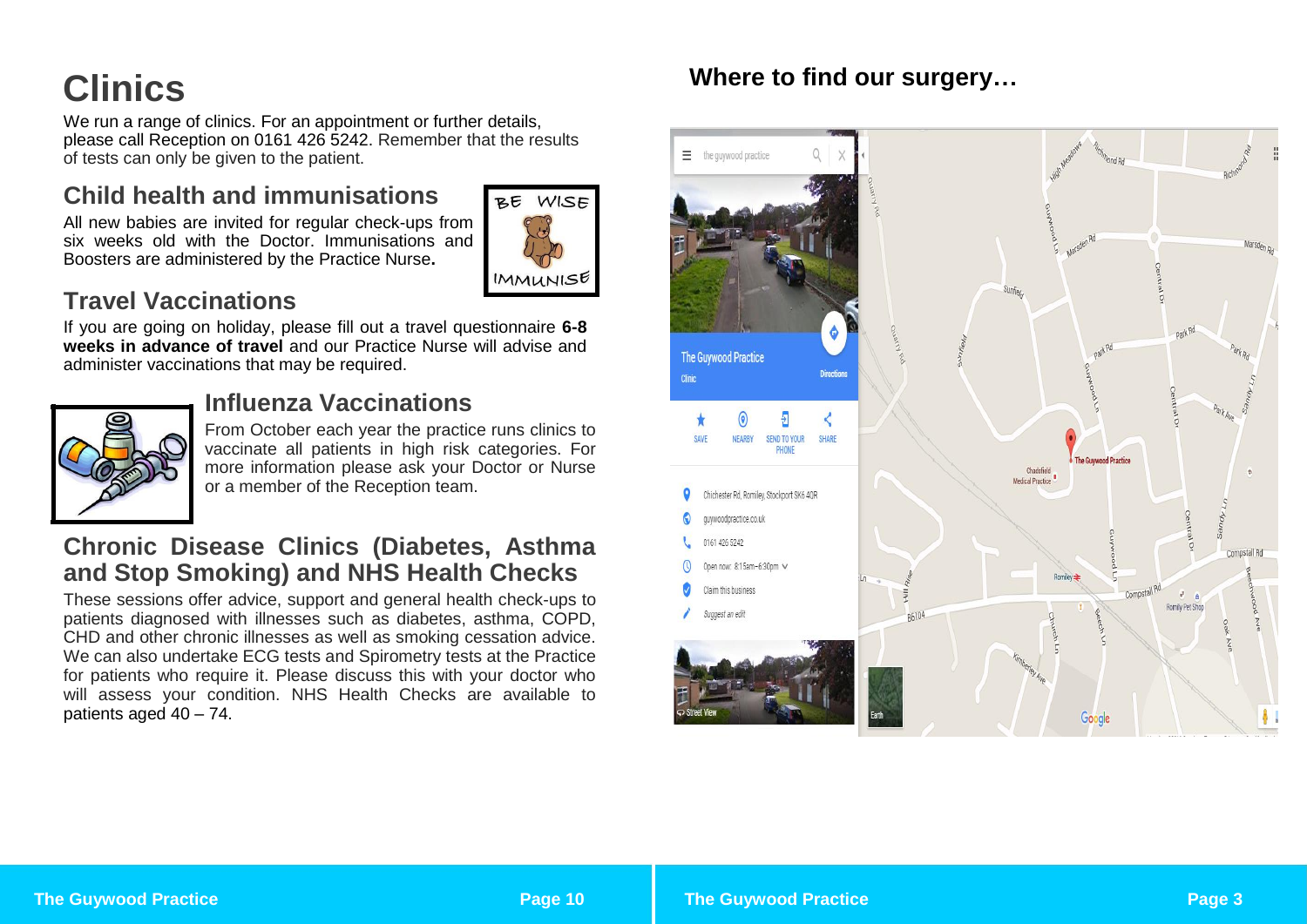# Clinics

We run a range of clinics. For an appointment or further details, please call Reception on 0161 426 5242. Remember that the results of tests can only be given to the patient.

## Child health and immunisations

All new babies are invited for regular check-ups from six weeks old with the Doctor. Immunisations and Boosters are administered by the Practice Nurse.

## Travel Vaccinations

If you are going on holiday, please fill out a travel questionnaire **6-8 weeks in advance of travel** and our Practice Nurse will advise and administer vaccinations that may be required.

## Influenza Vaccinations

From October each year the practice runs clinics to vaccinate all patients in high risk categories. For more information please ask your Doctor or Nurse or a member of the Reception team.

## Chronic Disease Clinics (Diabetes, Asthma and Stop Smoking) and NHS Health Checks

These sessions offer advice, support and general health check-ups to patients diagnosed with illnesses such as diabetes, asthma, COPD, CHD and other chronic illnesses as well as smoking cessation advice. We can also undertake ECG tests and Spirometry tests at the Practice for patients who require it. Please discuss this with your doctor who will assess your condition. NHS Health Checks are available to patients aged 40 – 74.

## Where to find our surgery…

The Guywood Practice
Clinic
Chichester Rd, Romiley, Stockport SK6 4QR
guywoodpractice.co.uk
0161 426 5242
Open now: 8:15am–6:30pm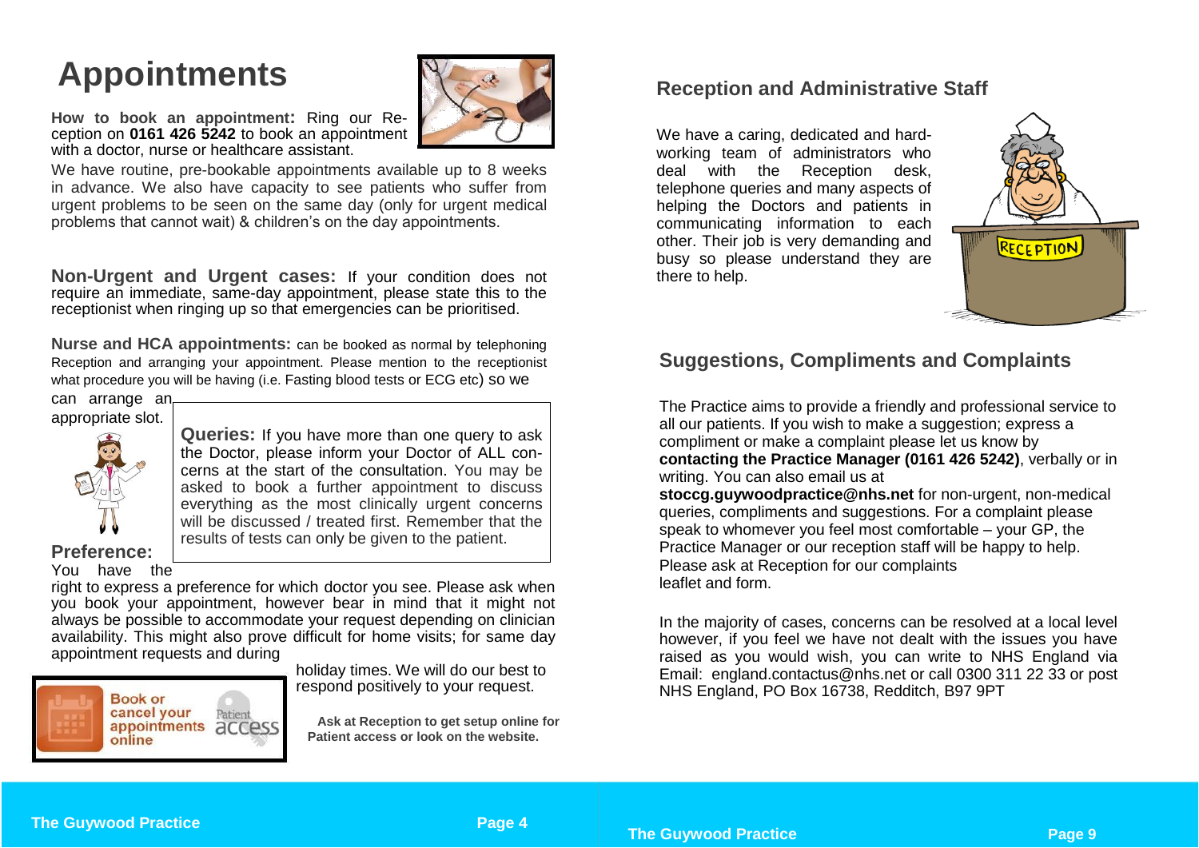# Appointments

**How to book an appointment:** Ring our Reception on **0161 426 5242** to book an appointment with a doctor, nurse or healthcare assistant.

We have routine, pre-bookable appointments available up to 8 weeks in advance. We also have capacity to see patients who suffer from urgent problems to be seen on the same day (only for urgent medical problems that cannot wait) & children's on the day appointments.

**Non-Urgent and Urgent cases:** If your condition does not require an immediate, same-day appointment, please state this to the receptionist when ringing up so that emergencies can be prioritised.

**Nurse and HCA appointments:** can be booked as normal by telephoning Reception and arranging your appointment. Please mention to the receptionist what procedure you will be having (i.e. Fasting blood tests or ECG etc) so we can arrange an appropriate slot.

**Queries:** If you have more than one query to ask the Doctor, please inform your Doctor of ALL concerns at the start of the consultation. You may be asked to book a further appointment to discuss everything as the most clinically urgent concerns will be discussed / treated first. Remember that the results of tests can only be given to the patient.

**Preference:** You have the right to express a preference for which doctor you see. Please ask when you book your appointment, however bear in mind that it might not always be possible to accommodate your request depending on clinician availability. This might also prove difficult for home visits; for same day appointment requests and during holiday times. We will do our best to respond positively to your request.

Book or cancel your appointments online

Patient access

**Ask at Reception to get setup online for Patient access or look on the website.**

## Reception and Administrative Staff

We have a caring, dedicated and hard-working team of administrators who deal with the Reception desk, telephone queries and many aspects of helping the Doctors and patients in communicating information to each other. Their job is very demanding and busy so please understand they are there to help.

## Suggestions, Compliments and Complaints

The Practice aims to provide a friendly and professional service to all our patients. If you wish to make a suggestion; express a compliment or make a complaint please let us know by **contacting the Practice Manager (0161 426 5242)**, verbally or in writing. You can also email us at **stoccg.guywoodpractice@nhs.net** for non-urgent, non-medical queries, compliments and suggestions. For a complaint please speak to whomever you feel most comfortable – your GP, the Practice Manager or our reception staff will be happy to help. Please ask at Reception for our complaints leaflet and form.

In the majority of cases, concerns can be resolved at a local level however, if you feel we have not dealt with the issues you have raised as you would wish, you can write to NHS England via Email: england.contactus@nhs.net or call 0300 311 22 33 or post NHS England, PO Box 16738, Redditch, B97 9PT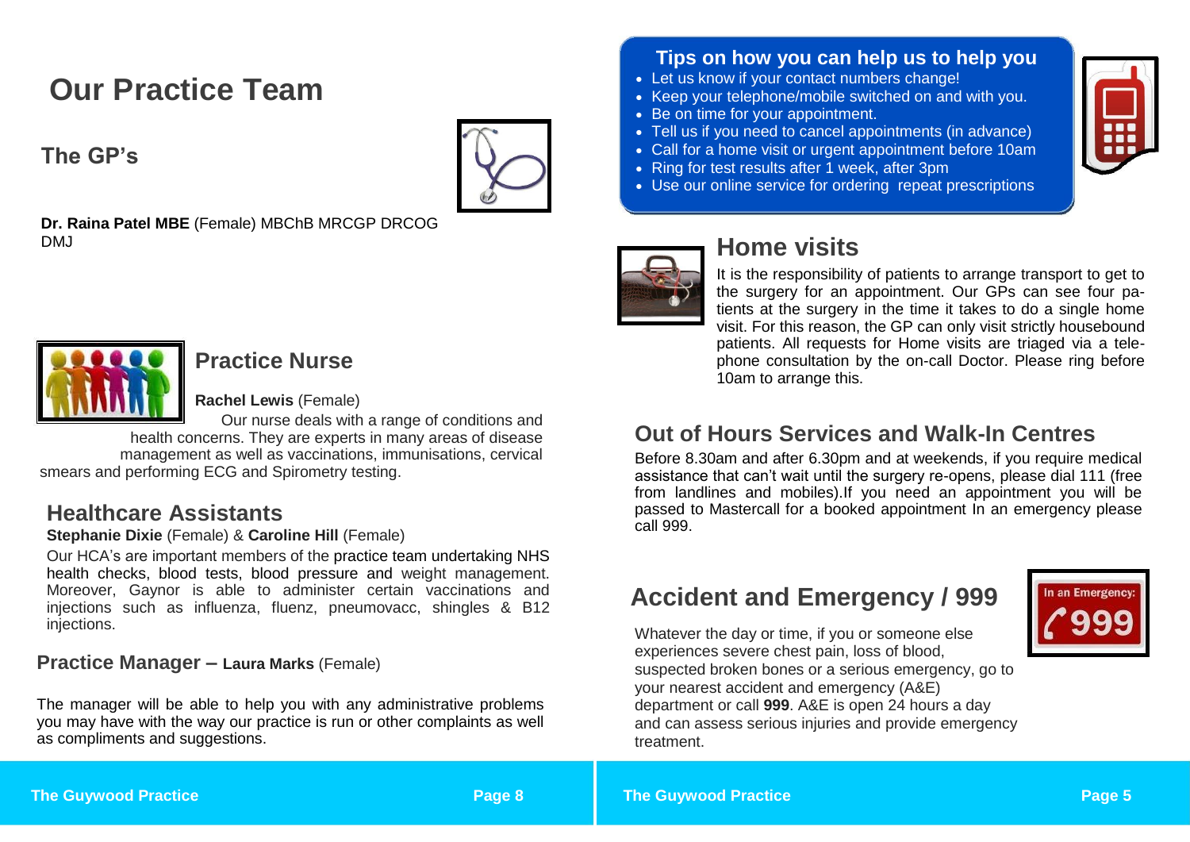# Our Practice Team

## The GP's

**Dr. Raina Patel MBE** (Female) MBChB MRCGP DRCOG DMJ

## Practice Nurse

**Rachel Lewis** (Female)

Our nurse deals with a range of conditions and health concerns. They are experts in many areas of disease management as well as vaccinations, immunisations, cervical smears and performing ECG and Spirometry testing.

## Healthcare Assistants

**Stephanie Dixie** (Female) & **Caroline Hill** (Female)

Our HCA's are important members of the practice team undertaking NHS health checks, blood tests, blood pressure and weight management. Moreover, Gaynor is able to administer certain vaccinations and injections such as influenza, fluenz, pneumovacc, shingles & B12 injections.

## Practice Manager – Laura Marks (Female)

The manager will be able to help you with any administrative problems you may have with the way our practice is run or other complaints as well as compliments and suggestions.

## Tips on how you can help us to help you

- Let us know if your contact numbers change!
- Keep your telephone/mobile switched on and with you.
- Be on time for your appointment.
- Tell us if you need to cancel appointments (in advance)
- Call for a home visit or urgent appointment before 10am
- Ring for test results after 1 week, after 3pm
- Use our online service for ordering repeat prescriptions

## Home visits

It is the responsibility of patients to arrange transport to get to the surgery for an appointment. Our GPs can see four patients at the surgery in the time it takes to do a single home visit. For this reason, the GP can only visit strictly housebound patients. All requests for Home visits are triaged via a telephone consultation by the on-call Doctor. Please ring before 10am to arrange this.

## Out of Hours Services and Walk-In Centres

Before 8.30am and after 6.30pm and at weekends, if you require medical assistance that can't wait until the surgery re-opens, please dial 111 (free from landlines and mobiles).If you need an appointment you will be passed to Mastercall for a booked appointment In an emergency please call 999.

## Accident and Emergency / 999

In an Emergency: 999

Whatever the day or time, if you or someone else experiences severe chest pain, loss of blood, suspected broken bones or a serious emergency, go to your nearest accident and emergency (A&E) department or call **999**. A&E is open 24 hours a day and can assess serious injuries and provide emergency treatment.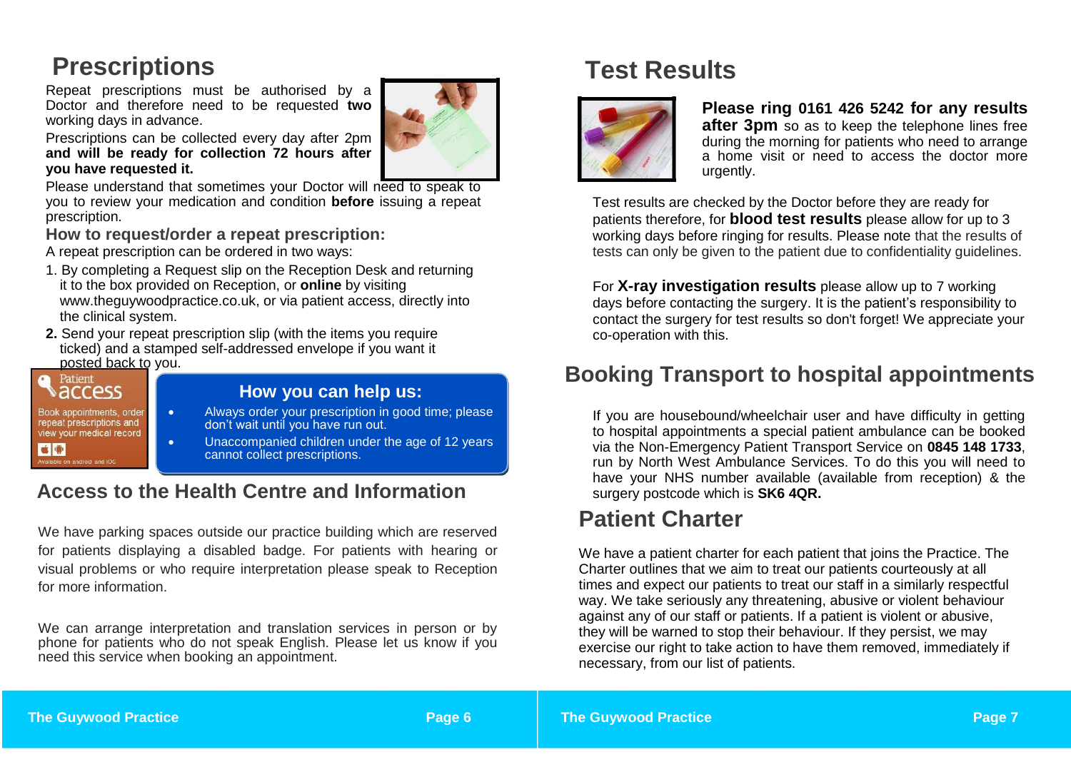# Prescriptions

Repeat prescriptions must be authorised by a Doctor and therefore need to be requested **two** working days in advance.

Prescriptions can be collected every day after 2pm **and will be ready for collection 72 hours after you have requested it.**

Please understand that sometimes your Doctor will need to speak to you to review your medication and condition **before** issuing a repeat prescription.

### How to request/order a repeat prescription:

A repeat prescription can be ordered in two ways:

1. By completing a Request slip on the Reception Desk and returning it to the box provided on Reception, or **online** by visiting www.theguywoodpractice.co.uk, or via patient access, directly into the clinical system.
2. Send your repeat prescription slip (with the items you require ticked) and a stamped self-addressed envelope if you want it posted back to you.

Patient access

Book appointments, order repeat prescriptions and view your medical record

Available on android and iOS

### How you can help us:

- Always order your prescription in good time; please don't wait until you have run out.
- Unaccompanied children under the age of 12 years cannot collect prescriptions.

## Access to the Health Centre and Information

We have parking spaces outside our practice building which are reserved for patients displaying a disabled badge. For patients with hearing or visual problems or who require interpretation please speak to Reception for more information.

We can arrange interpretation and translation services in person or by phone for patients who do not speak English. Please let us know if you need this service when booking an appointment.

# Test Results

**Please ring 0161 426 5242 for any results after 3pm** so as to keep the telephone lines free during the morning for patients who need to arrange a home visit or need to access the doctor more urgently.

Test results are checked by the Doctor before they are ready for patients therefore, for **blood test results** please allow for up to 3 working days before ringing for results. Please note that the results of tests can only be given to the patient due to confidentiality guidelines.

For **X-ray investigation results** please allow up to 7 working days before contacting the surgery. It is the patient's responsibility to contact the surgery for test results so don't forget! We appreciate your co-operation with this.

## Booking Transport to hospital appointments

If you are housebound/wheelchair user and have difficulty in getting to hospital appointments a special patient ambulance can be booked via the Non-Emergency Patient Transport Service on **0845 148 1733**, run by North West Ambulance Services. To do this you will need to have your NHS number available (available from reception) & the surgery postcode which is **SK6 4QR.**

# Patient Charter

We have a patient charter for each patient that joins the Practice. The Charter outlines that we aim to treat our patients courteously at all times and expect our patients to treat our staff in a similarly respectful way. We take seriously any threatening, abusive or violent behaviour against any of our staff or patients. If a patient is violent or abusive, they will be warned to stop their behaviour. If they persist, we may exercise our right to take action to have them removed, immediately if necessary, from our list of patients.